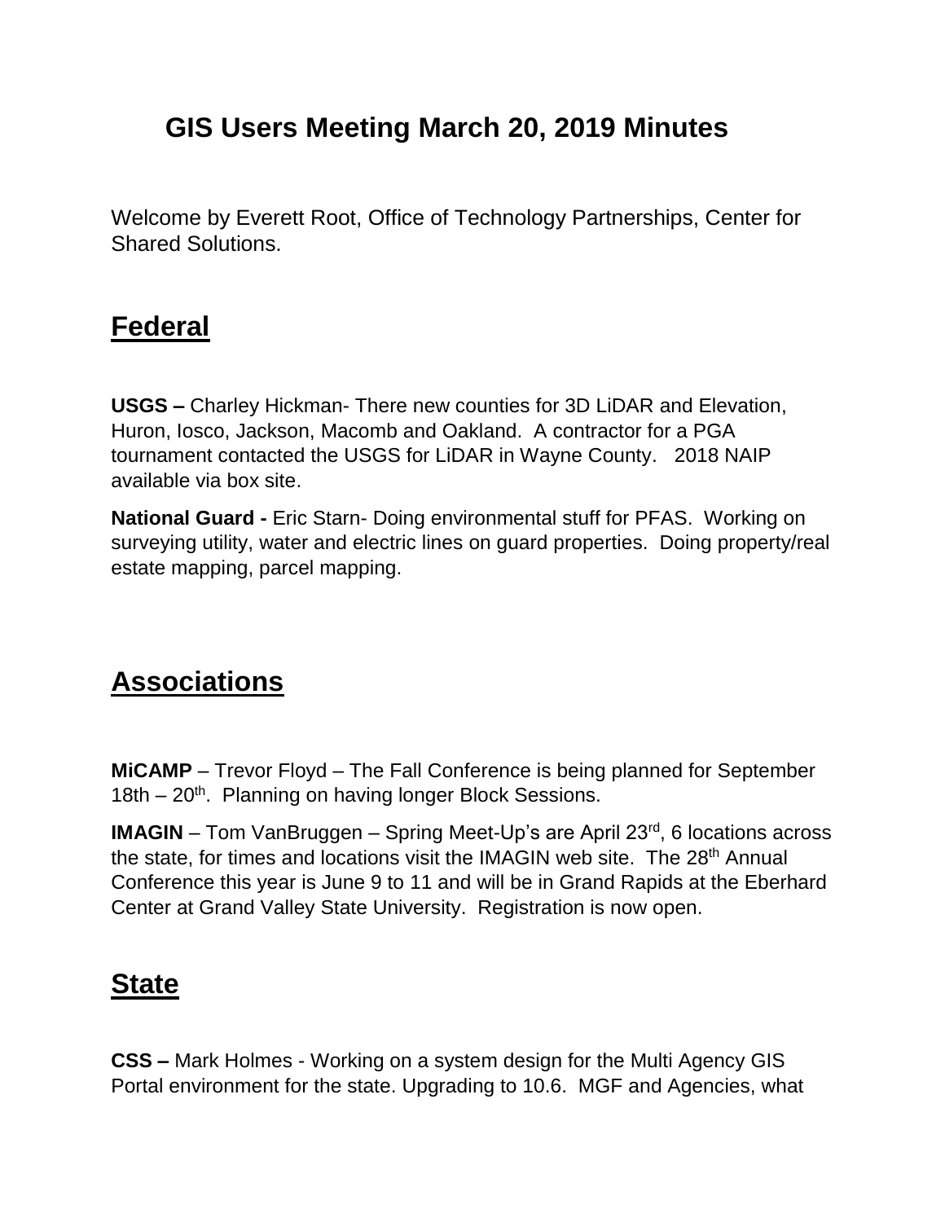# GIS Users Meeting March 20, 2019 Minutes

Welcome by Everett Root, Office of Technology Partnerships, Center for Shared Solutions.

## Federal

**USGS –** Charley Hickman- There new counties for 3D LiDAR and Elevation, Huron, Iosco, Jackson, Macomb and Oakland. A contractor for a PGA tournament contacted the USGS for LiDAR in Wayne County. 2018 NAIP available via box site.

**National Guard -** Eric Starn- Doing environmental stuff for PFAS. Working on surveying utility, water and electric lines on guard properties. Doing property/real estate mapping, parcel mapping.

## Associations

**MiCAMP** – Trevor Floyd – The Fall Conference is being planned for September 18th – 20th. Planning on having longer Block Sessions.

**IMAGIN** – Tom VanBruggen – Spring Meet-Up's are April 23rd, 6 locations across the state, for times and locations visit the IMAGIN web site. The 28th Annual Conference this year is June 9 to 11 and will be in Grand Rapids at the Eberhard Center at Grand Valley State University. Registration is now open.

## State

**CSS –** Mark Holmes - Working on a system design for the Multi Agency GIS Portal environment for the state. Upgrading to 10.6. MGF and Agencies, what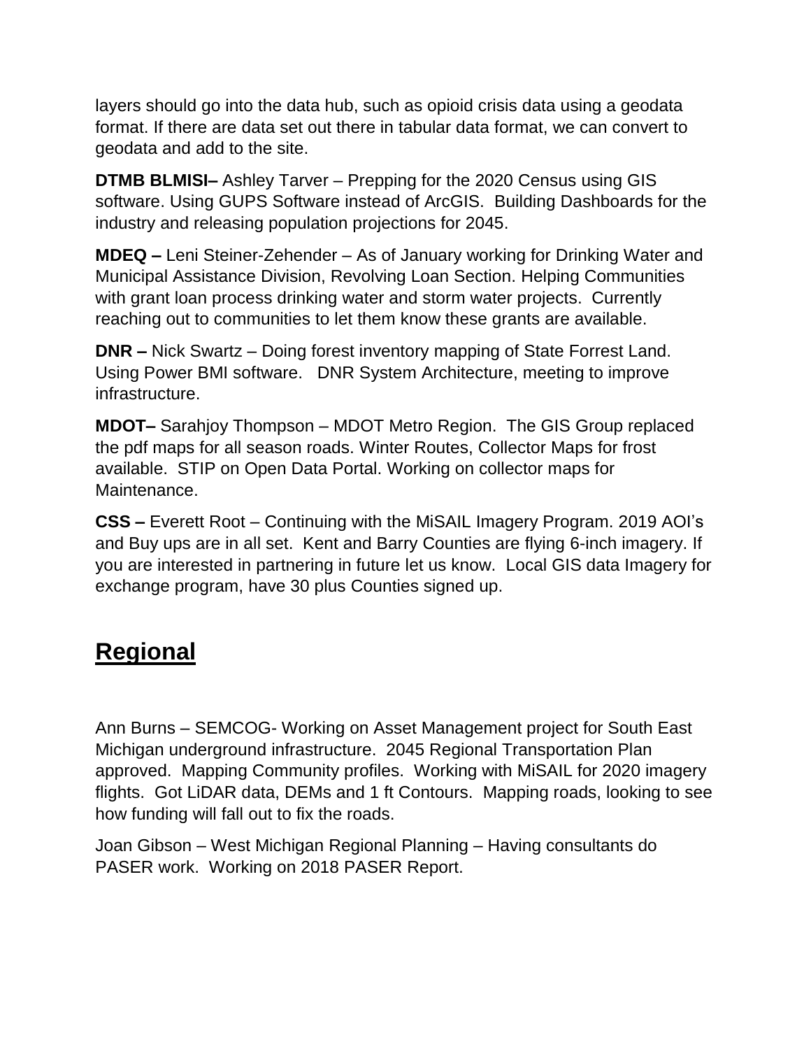layers should go into the data hub, such as opioid crisis data using a geodata format. If there are data set out there in tabular data format, we can convert to geodata and add to the site.

**DTMB BLMISI–** Ashley Tarver – Prepping for the 2020 Census using GIS software. Using GUPS Software instead of ArcGIS. Building Dashboards for the industry and releasing population projections for 2045.

**MDEQ –** Leni Steiner-Zehender – As of January working for Drinking Water and Municipal Assistance Division, Revolving Loan Section. Helping Communities with grant loan process drinking water and storm water projects. Currently reaching out to communities to let them know these grants are available.

**DNR –** Nick Swartz – Doing forest inventory mapping of State Forrest Land. Using Power BMI software. DNR System Architecture, meeting to improve infrastructure.

**MDOT–** Sarahjoy Thompson – MDOT Metro Region. The GIS Group replaced the pdf maps for all season roads. Winter Routes, Collector Maps for frost available. STIP on Open Data Portal. Working on collector maps for Maintenance.

**CSS –** Everett Root – Continuing with the MiSAIL Imagery Program. 2019 AOI's and Buy ups are in all set. Kent and Barry Counties are flying 6-inch imagery. If you are interested in partnering in future let us know. Local GIS data Imagery for exchange program, have 30 plus Counties signed up.

## Regional

Ann Burns – SEMCOG- Working on Asset Management project for South East Michigan underground infrastructure. 2045 Regional Transportation Plan approved. Mapping Community profiles. Working with MiSAIL for 2020 imagery flights. Got LiDAR data, DEMs and 1 ft Contours. Mapping roads, looking to see how funding will fall out to fix the roads.

Joan Gibson – West Michigan Regional Planning – Having consultants do PASER work. Working on 2018 PASER Report.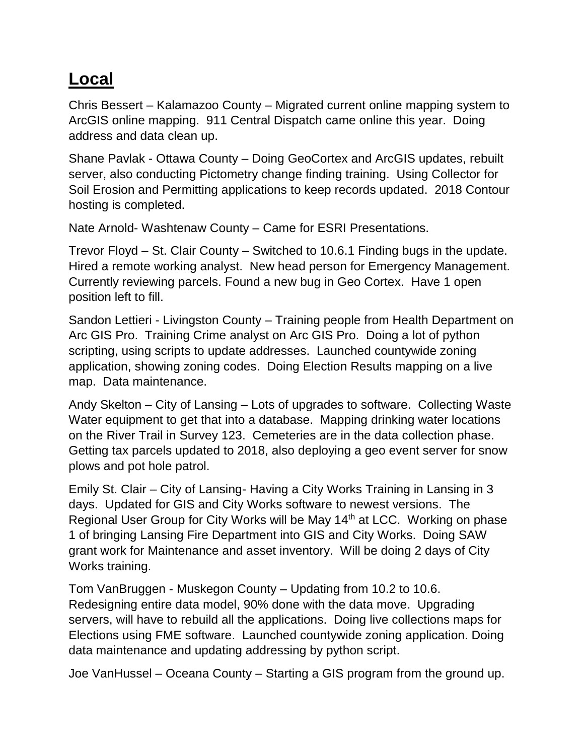# **Local**

Chris Bessert – Kalamazoo County – Migrated current online mapping system to ArcGIS online mapping. 911 Central Dispatch came online this year. Doing address and data clean up.

Shane Pavlak - Ottawa County – Doing GeoCortex and ArcGIS updates, rebuilt server, also conducting Pictometry change finding training. Using Collector for Soil Erosion and Permitting applications to keep records updated. 2018 Contour hosting is completed.

Nate Arnold- Washtenaw County – Came for ESRI Presentations.

Trevor Floyd – St. Clair County – Switched to 10.6.1 Finding bugs in the update. Hired a remote working analyst. New head person for Emergency Management. Currently reviewing parcels. Found a new bug in Geo Cortex. Have 1 open position left to fill.

Sandon Lettieri - Livingston County – Training people from Health Department on Arc GIS Pro. Training Crime analyst on Arc GIS Pro. Doing a lot of python scripting, using scripts to update addresses. Launched countywide zoning application, showing zoning codes. Doing Election Results mapping on a live map. Data maintenance.

Andy Skelton – City of Lansing – Lots of upgrades to software. Collecting Waste Water equipment to get that into a database. Mapping drinking water locations on the River Trail in Survey 123. Cemeteries are in the data collection phase. Getting tax parcels updated to 2018, also deploying a geo event server for snow plows and pot hole patrol.

Emily St. Clair – City of Lansing- Having a City Works Training in Lansing in 3 days. Updated for GIS and City Works software to newest versions. The Regional User Group for City Works will be May 14th at LCC. Working on phase 1 of bringing Lansing Fire Department into GIS and City Works. Doing SAW grant work for Maintenance and asset inventory. Will be doing 2 days of City Works training.

Tom VanBruggen - Muskegon County – Updating from 10.2 to 10.6. Redesigning entire data model, 90% done with the data move. Upgrading servers, will have to rebuild all the applications. Doing live collections maps for Elections using FME software. Launched countywide zoning application. Doing data maintenance and updating addressing by python script.

Joe VanHussel – Oceana County – Starting a GIS program from the ground up.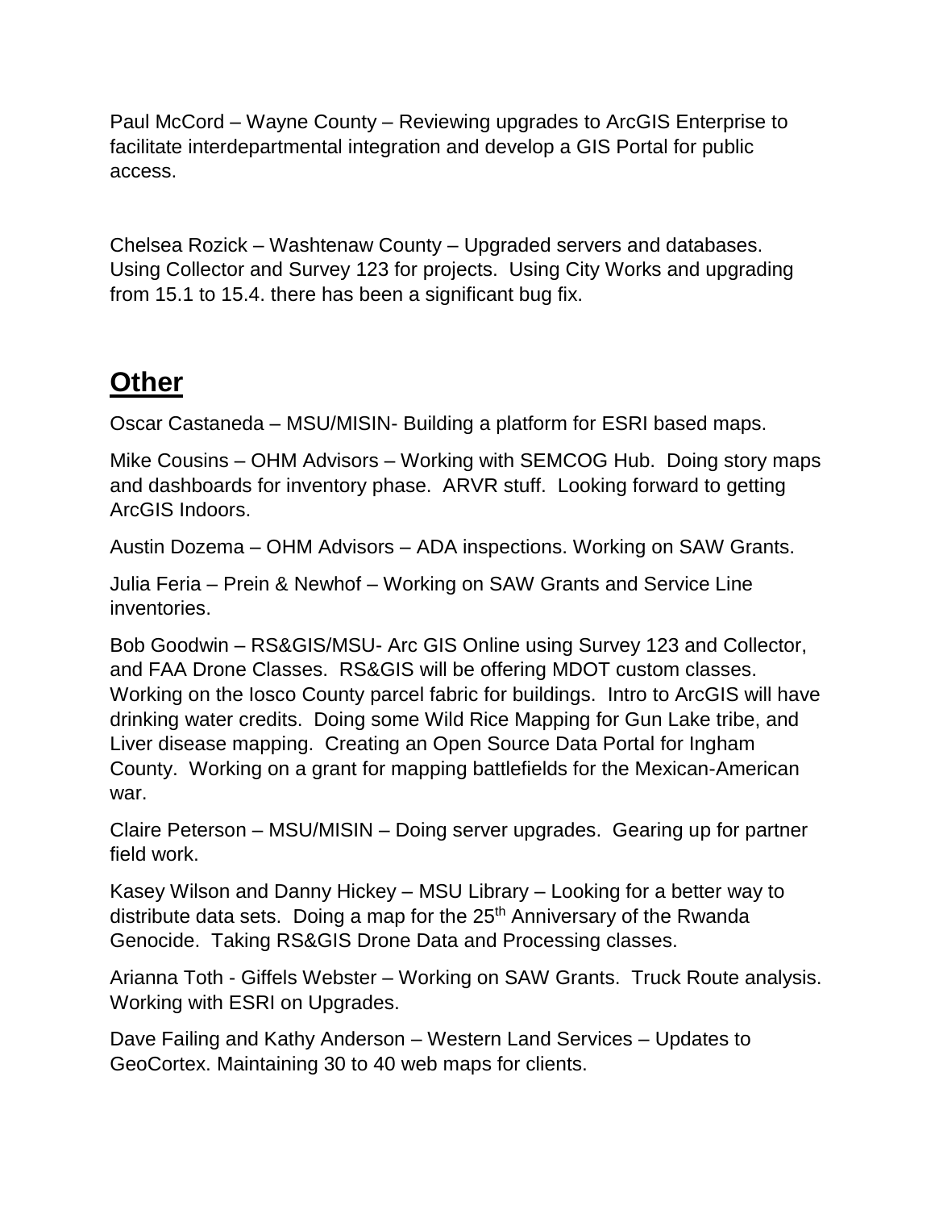Paul McCord – Wayne County – Reviewing upgrades to ArcGIS Enterprise to facilitate interdepartmental integration and develop a GIS Portal for public access.

Chelsea Rozick – Washtenaw County – Upgraded servers and databases. Using Collector and Survey 123 for projects. Using City Works and upgrading from 15.1 to 15.4. there has been a significant bug fix.

## Other

Oscar Castaneda – MSU/MISIN- Building a platform for ESRI based maps.

Mike Cousins – OHM Advisors – Working with SEMCOG Hub. Doing story maps and dashboards for inventory phase. ARVR stuff. Looking forward to getting ArcGIS Indoors.

Austin Dozema – OHM Advisors – ADA inspections. Working on SAW Grants.

Julia Feria – Prein & Newhof – Working on SAW Grants and Service Line inventories.

Bob Goodwin – RS&GIS/MSU- Arc GIS Online using Survey 123 and Collector, and FAA Drone Classes. RS&GIS will be offering MDOT custom classes. Working on the Iosco County parcel fabric for buildings. Intro to ArcGIS will have drinking water credits. Doing some Wild Rice Mapping for Gun Lake tribe, and Liver disease mapping. Creating an Open Source Data Portal for Ingham County. Working on a grant for mapping battlefields for the Mexican-American war.

Claire Peterson – MSU/MISIN – Doing server upgrades. Gearing up for partner field work.

Kasey Wilson and Danny Hickey – MSU Library – Looking for a better way to distribute data sets. Doing a map for the 25th Anniversary of the Rwanda Genocide. Taking RS&GIS Drone Data and Processing classes.

Arianna Toth - Giffels Webster – Working on SAW Grants. Truck Route analysis. Working with ESRI on Upgrades.

Dave Failing and Kathy Anderson – Western Land Services – Updates to GeoCortex. Maintaining 30 to 40 web maps for clients.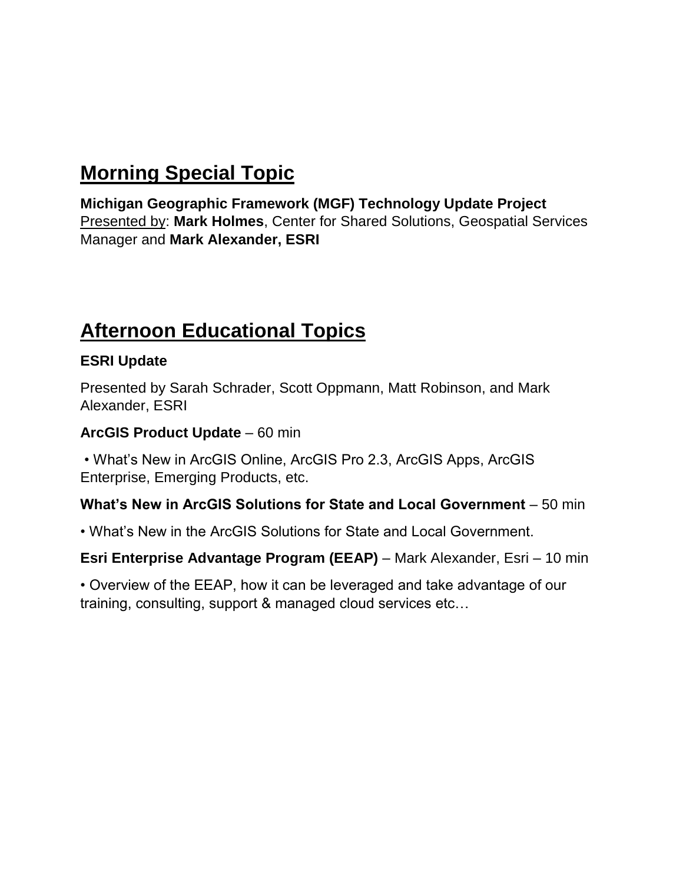## Morning Special Topic

**Michigan Geographic Framework (MGF) Technology Update Project**
Presented by: **Mark Holmes**, Center for Shared Solutions, Geospatial Services Manager and **Mark Alexander, ESRI**

## Afternoon Educational Topics

**ESRI Update**

Presented by Sarah Schrader, Scott Oppmann, Matt Robinson, and Mark Alexander, ESRI

**ArcGIS Product Update** – 60 min

- What's New in ArcGIS Online, ArcGIS Pro 2.3, ArcGIS Apps, ArcGIS Enterprise, Emerging Products, etc.

**What's New in ArcGIS Solutions for State and Local Government** – 50 min

- What's New in the ArcGIS Solutions for State and Local Government.

**Esri Enterprise Advantage Program (EEAP)** – Mark Alexander, Esri – 10 min

- Overview of the EEAP, how it can be leveraged and take advantage of our training, consulting, support & managed cloud services etc…